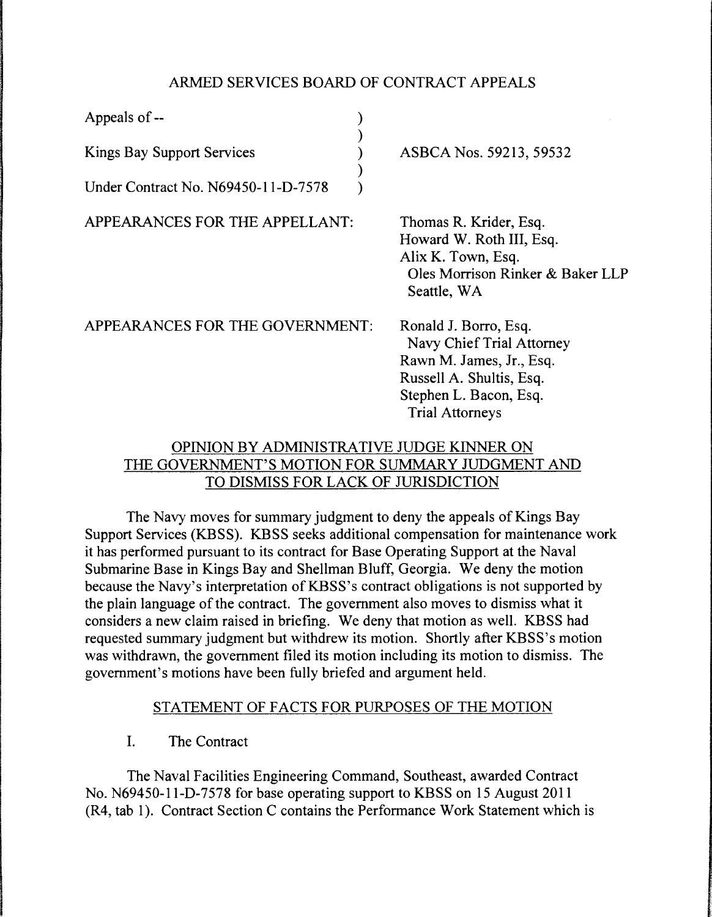# ARMED SERVICES BOARD OF CONTRACT APPEALS

| | | |
|---|---|---|
| Appeals of -- | ) | |
| | ) | |
| Kings Bay Support Services | ) | ASBCA Nos. 59213, 59532 |
| | ) | |
| Under Contract No. N69450-11-D-7578 | ) | |

APPEARANCES FOR THE APPELLANT:

Thomas R. Krider, Esq.
Howard W. Roth III, Esq.
Alix K. Town, Esq.
Oles Morrison Rinker & Baker LLP
Seattle, WA

APPEARANCES FOR THE GOVERNMENT:

Ronald J. Borro, Esq.
Navy Chief Trial Attorney
Rawn M. James, Jr., Esq.
Russell A. Shultis, Esq.
Stephen L. Bacon, Esq.
Trial Attorneys

## OPINION BY ADMINISTRATIVE JUDGE KINNER ON THE GOVERNMENT'S MOTION FOR SUMMARY JUDGMENT AND TO DISMISS FOR LACK OF JURISDICTION

The Navy moves for summary judgment to deny the appeals of Kings Bay Support Services (KBSS). KBSS seeks additional compensation for maintenance work it has performed pursuant to its contract for Base Operating Support at the Naval Submarine Base in Kings Bay and Shellman Bluff, Georgia. We deny the motion because the Navy's interpretation of KBSS's contract obligations is not supported by the plain language of the contract. The government also moves to dismiss what it considers a new claim raised in briefing. We deny that motion as well. KBSS had requested summary judgment but withdrew its motion. Shortly after KBSS's motion was withdrawn, the government filed its motion including its motion to dismiss. The government's motions have been fully briefed and argument held.

## STATEMENT OF FACTS FOR PURPOSES OF THE MOTION

### I. The Contract

The Naval Facilities Engineering Command, Southeast, awarded Contract No. N69450-11-D-7578 for base operating support to KBSS on 15 August 2011 (R4, tab 1). Contract Section C contains the Performance Work Statement which is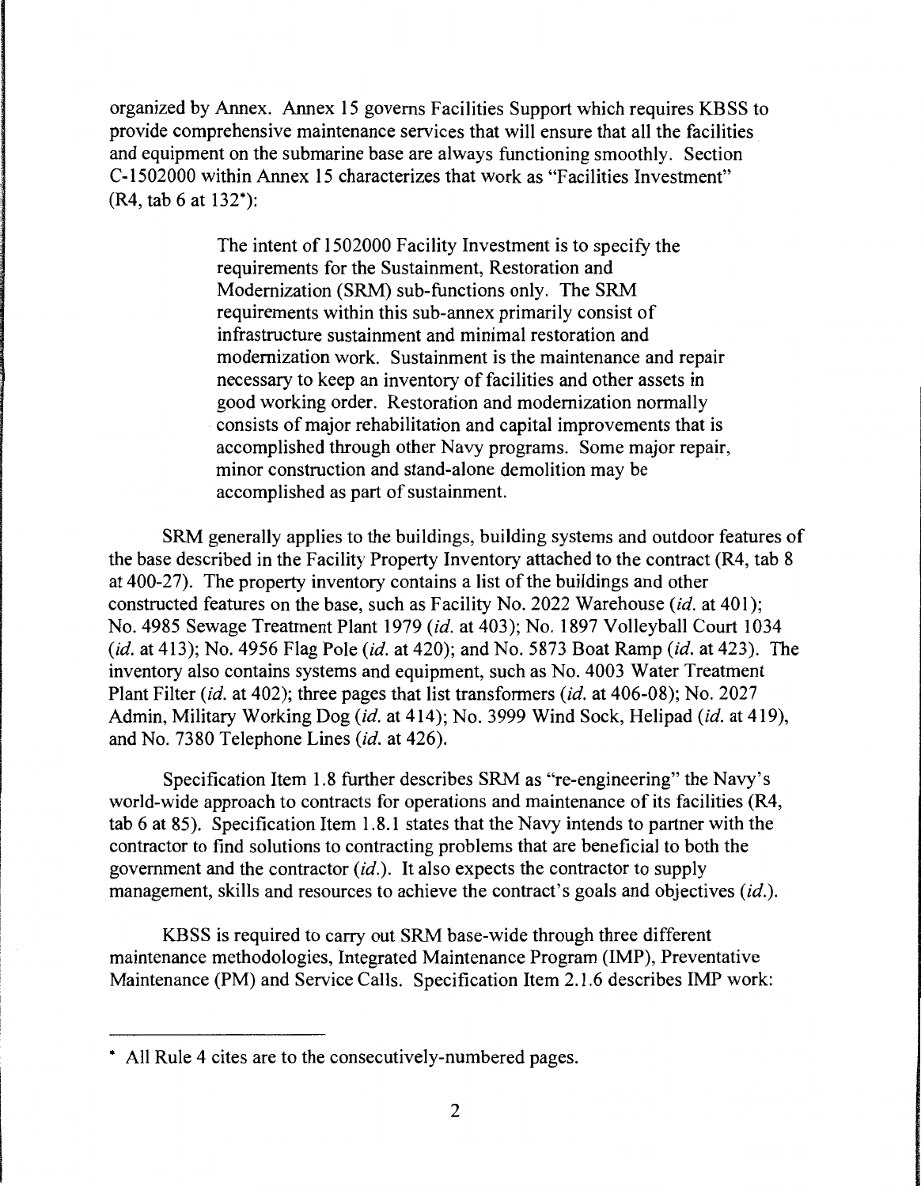organized by Annex. Annex 15 governs Facilities Support which requires KBSS to provide comprehensive maintenance services that will ensure that all the facilities and equipment on the submarine base are always functioning smoothly. Section C-1502000 within Annex 15 characterizes that work as "Facilities Investment" (R4, tab 6 at 132*):

> The intent of 1502000 Facility Investment is to specify the requirements for the Sustainment, Restoration and Modernization (SRM) sub-functions only. The SRM requirements within this sub-annex primarily consist of infrastructure sustainment and minimal restoration and modernization work. Sustainment is the maintenance and repair necessary to keep an inventory of facilities and other assets in good working order. Restoration and modernization normally consists of major rehabilitation and capital improvements that is accomplished through other Navy programs. Some major repair, minor construction and stand-alone demolition may be accomplished as part of sustainment.

SRM generally applies to the buildings, building systems and outdoor features of the base described in the Facility Property Inventory attached to the contract (R4, tab 8 at 400-27). The property inventory contains a list of the buildings and other constructed features on the base, such as Facility No. 2022 Warehouse (*id.* at 401); No. 4985 Sewage Treatment Plant 1979 (*id.* at 403); No. 1897 Volleyball Court 1034 (*id.* at 413); No. 4956 Flag Pole (*id.* at 420); and No. 5873 Boat Ramp (*id.* at 423). The inventory also contains systems and equipment, such as No. 4003 Water Treatment Plant Filter (*id.* at 402); three pages that list transformers (*id.* at 406-08); No. 2027 Admin, Military Working Dog (*id.* at 414); No. 3999 Wind Sock, Helipad (*id.* at 419), and No. 7380 Telephone Lines (*id.* at 426).

Specification Item 1.8 further describes SRM as "re-engineering" the Navy's world-wide approach to contracts for operations and maintenance of its facilities (R4, tab 6 at 85). Specification Item 1.8.1 states that the Navy intends to partner with the contractor to find solutions to contracting problems that are beneficial to both the government and the contractor (*id.*). It also expects the contractor to supply management, skills and resources to achieve the contract's goals and objectives (*id.*).

KBSS is required to carry out SRM base-wide through three different maintenance methodologies, Integrated Maintenance Program (IMP), Preventative Maintenance (PM) and Service Calls. Specification Item 2.1.6 describes IMP work:

---

* All Rule 4 cites are to the consecutively-numbered pages.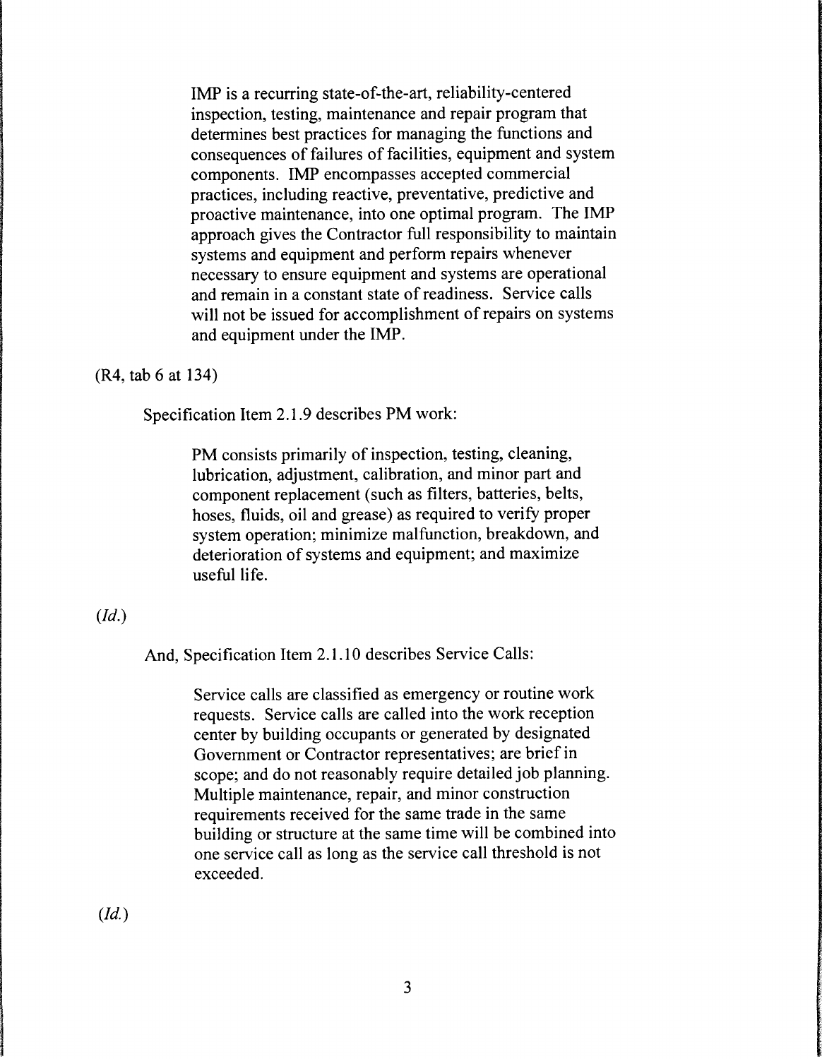> IMP is a recurring state-of-the-art, reliability-centered inspection, testing, maintenance and repair program that determines best practices for managing the functions and consequences of failures of facilities, equipment and system components. IMP encompasses accepted commercial practices, including reactive, preventative, predictive and proactive maintenance, into one optimal program. The IMP approach gives the Contractor full responsibility to maintain systems and equipment and perform repairs whenever necessary to ensure equipment and systems are operational and remain in a constant state of readiness. Service calls will not be issued for accomplishment of repairs on systems and equipment under the IMP.

(R4, tab 6 at 134)

Specification Item 2.1.9 describes PM work:

> PM consists primarily of inspection, testing, cleaning, lubrication, adjustment, calibration, and minor part and component replacement (such as filters, batteries, belts, hoses, fluids, oil and grease) as required to verify proper system operation; minimize malfunction, breakdown, and deterioration of systems and equipment; and maximize useful life.

(*Id.*)

And, Specification Item 2.1.10 describes Service Calls:

> Service calls are classified as emergency or routine work requests. Service calls are called into the work reception center by building occupants or generated by designated Government or Contractor representatives; are brief in scope; and do not reasonably require detailed job planning. Multiple maintenance, repair, and minor construction requirements received for the same trade in the same building or structure at the same time will be combined into one service call as long as the service call threshold is not exceeded.

(*Id.*)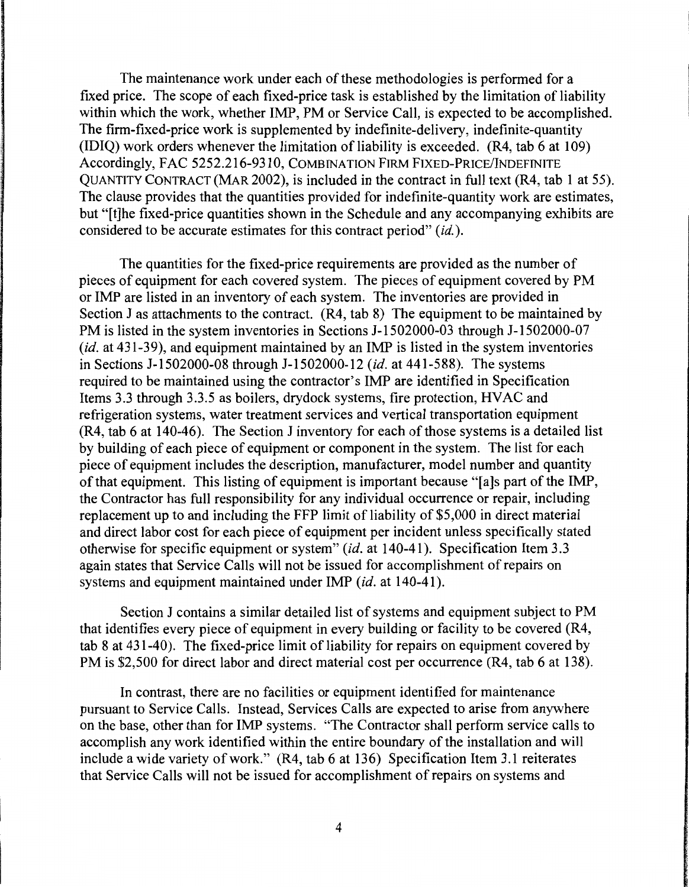The maintenance work under each of these methodologies is performed for a fixed price. The scope of each fixed-price task is established by the limitation of liability within which the work, whether IMP, PM or Service Call, is expected to be accomplished. The firm-fixed-price work is supplemented by indefinite-delivery, indefinite-quantity (IDIQ) work orders whenever the limitation of liability is exceeded. (R4, tab 6 at 109) Accordingly, FAC 5252.216-9310, COMBINATION FIRM FIXED-PRICE/INDEFINITE QUANTITY CONTRACT (MAR 2002), is included in the contract in full text (R4, tab 1 at 55). The clause provides that the quantities provided for indefinite-quantity work are estimates, but "[t]he fixed-price quantities shown in the Schedule and any accompanying exhibits are considered to be accurate estimates for this contract period" (*id.*).

The quantities for the fixed-price requirements are provided as the number of pieces of equipment for each covered system. The pieces of equipment covered by PM or IMP are listed in an inventory of each system. The inventories are provided in Section J as attachments to the contract. (R4, tab 8) The equipment to be maintained by PM is listed in the system inventories in Sections J-1502000-03 through J-1502000-07 (*id.* at 431-39), and equipment maintained by an IMP is listed in the system inventories in Sections J-1502000-08 through J-1502000-12 (*id.* at 441-588). The systems required to be maintained using the contractor's IMP are identified in Specification Items 3.3 through 3.3.5 as boilers, drydock systems, fire protection, HVAC and refrigeration systems, water treatment services and vertical transportation equipment (R4, tab 6 at 140-46). The Section J inventory for each of those systems is a detailed list by building of each piece of equipment or component in the system. The list for each piece of equipment includes the description, manufacturer, model number and quantity of that equipment. This listing of equipment is important because "[a]s part of the IMP, the Contractor has full responsibility for any individual occurrence or repair, including replacement up to and including the FFP limit of liability of $5,000 in direct material and direct labor cost for each piece of equipment per incident unless specifically stated otherwise for specific equipment or system" (*id.* at 140-41). Specification Item 3.3 again states that Service Calls will not be issued for accomplishment of repairs on systems and equipment maintained under IMP (*id.* at 140-41).

Section J contains a similar detailed list of systems and equipment subject to PM that identifies every piece of equipment in every building or facility to be covered (R4, tab 8 at 431-40). The fixed-price limit of liability for repairs on equipment covered by PM is $2,500 for direct labor and direct material cost per occurrence (R4, tab 6 at 138).

In contrast, there are no facilities or equipment identified for maintenance pursuant to Service Calls. Instead, Services Calls are expected to arise from anywhere on the base, other than for IMP systems. "The Contractor shall perform service calls to accomplish any work identified within the entire boundary of the installation and will include a wide variety of work." (R4, tab 6 at 136) Specification Item 3.1 reiterates that Service Calls will not be issued for accomplishment of repairs on systems and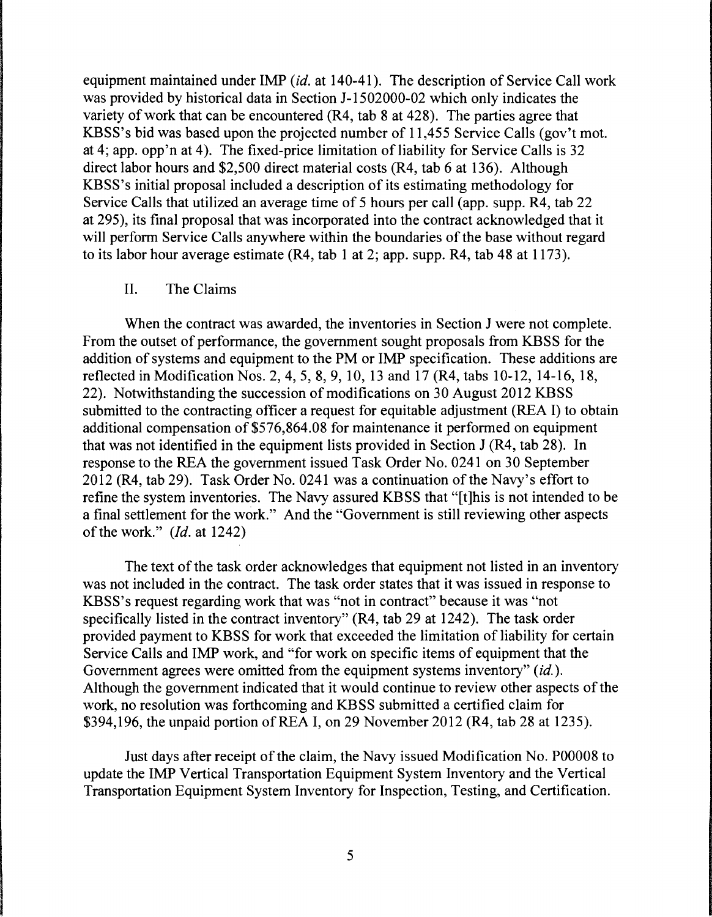equipment maintained under IMP (*id.* at 140-41). The description of Service Call work was provided by historical data in Section J-1502000-02 which only indicates the variety of work that can be encountered (R4, tab 8 at 428). The parties agree that KBSS's bid was based upon the projected number of 11,455 Service Calls (gov't mot. at 4; app. opp'n at 4). The fixed-price limitation of liability for Service Calls is 32 direct labor hours and $2,500 direct material costs (R4, tab 6 at 136). Although KBSS's initial proposal included a description of its estimating methodology for Service Calls that utilized an average time of 5 hours per call (app. supp. R4, tab 22 at 295), its final proposal that was incorporated into the contract acknowledged that it will perform Service Calls anywhere within the boundaries of the base without regard to its labor hour average estimate (R4, tab 1 at 2; app. supp. R4, tab 48 at 1173).

## II. The Claims

When the contract was awarded, the inventories in Section J were not complete. From the outset of performance, the government sought proposals from KBSS for the addition of systems and equipment to the PM or IMP specification. These additions are reflected in Modification Nos. 2, 4, 5, 8, 9, 10, 13 and 17 (R4, tabs 10-12, 14-16, 18, 22). Notwithstanding the succession of modifications on 30 August 2012 KBSS submitted to the contracting officer a request for equitable adjustment (REA I) to obtain additional compensation of $576,864.08 for maintenance it performed on equipment that was not identified in the equipment lists provided in Section J (R4, tab 28). In response to the REA the government issued Task Order No. 0241 on 30 September 2012 (R4, tab 29). Task Order No. 0241 was a continuation of the Navy's effort to refine the system inventories. The Navy assured KBSS that "[t]his is not intended to be a final settlement for the work." And the "Government is still reviewing other aspects of the work." (*Id.* at 1242)

The text of the task order acknowledges that equipment not listed in an inventory was not included in the contract. The task order states that it was issued in response to KBSS's request regarding work that was "not in contract" because it was "not specifically listed in the contract inventory" (R4, tab 29 at 1242). The task order provided payment to KBSS for work that exceeded the limitation of liability for certain Service Calls and IMP work, and "for work on specific items of equipment that the Government agrees were omitted from the equipment systems inventory" (*id.*). Although the government indicated that it would continue to review other aspects of the work, no resolution was forthcoming and KBSS submitted a certified claim for $394,196, the unpaid portion of REA I, on 29 November 2012 (R4, tab 28 at 1235).

Just days after receipt of the claim, the Navy issued Modification No. P00008 to update the IMP Vertical Transportation Equipment System Inventory and the Vertical Transportation Equipment System Inventory for Inspection, Testing, and Certification.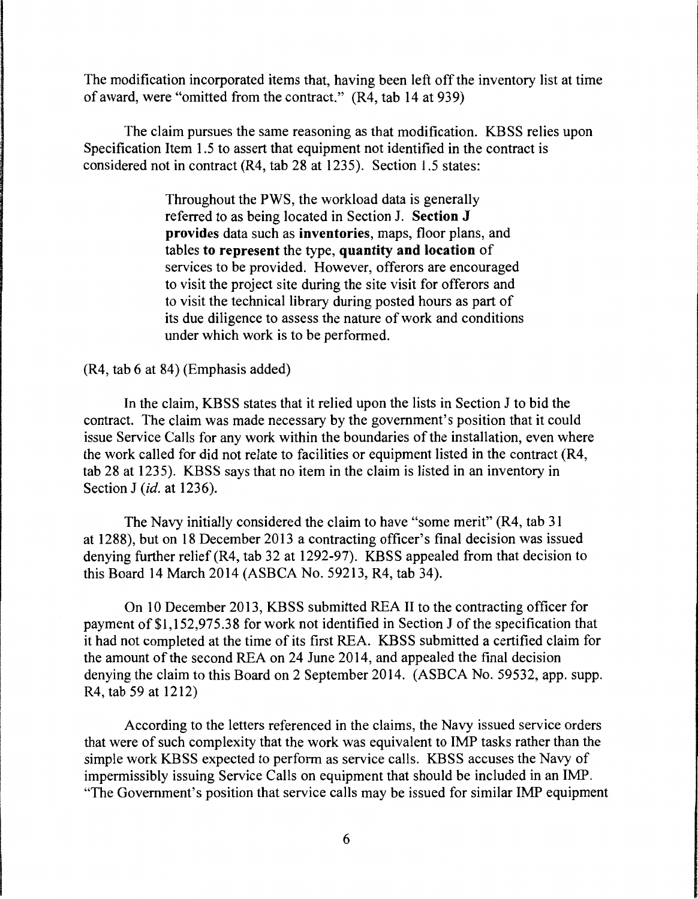The modification incorporated items that, having been left off the inventory list at time of award, were "omitted from the contract." (R4, tab 14 at 939)

The claim pursues the same reasoning as that modification. KBSS relies upon Specification Item 1.5 to assert that equipment not identified in the contract is considered not in contract (R4, tab 28 at 1235). Section 1.5 states:

> Throughout the PWS, the workload data is generally referred to as being located in Section J. **Section J provides** data such as **inventories**, maps, floor plans, and tables **to represent** the type, **quantity and location** of services to be provided. However, offerors are encouraged to visit the project site during the site visit for offerors and to visit the technical library during posted hours as part of its due diligence to assess the nature of work and conditions under which work is to be performed.

(R4, tab 6 at 84) (Emphasis added)

In the claim, KBSS states that it relied upon the lists in Section J to bid the contract. The claim was made necessary by the government's position that it could issue Service Calls for any work within the boundaries of the installation, even where the work called for did not relate to facilities or equipment listed in the contract (R4, tab 28 at 1235). KBSS says that no item in the claim is listed in an inventory in Section J (*id.* at 1236).

The Navy initially considered the claim to have "some merit" (R4, tab 31 at 1288), but on 18 December 2013 a contracting officer's final decision was issued denying further relief (R4, tab 32 at 1292-97). KBSS appealed from that decision to this Board 14 March 2014 (ASBCA No. 59213, R4, tab 34).

On 10 December 2013, KBSS submitted REA II to the contracting officer for payment of $1,152,975.38 for work not identified in Section J of the specification that it had not completed at the time of its first REA. KBSS submitted a certified claim for the amount of the second REA on 24 June 2014, and appealed the final decision denying the claim to this Board on 2 September 2014. (ASBCA No. 59532, app. supp. R4, tab 59 at 1212)

According to the letters referenced in the claims, the Navy issued service orders that were of such complexity that the work was equivalent to IMP tasks rather than the simple work KBSS expected to perform as service calls. KBSS accuses the Navy of impermissibly issuing Service Calls on equipment that should be included in an IMP. "The Government's position that service calls may be issued for similar IMP equipment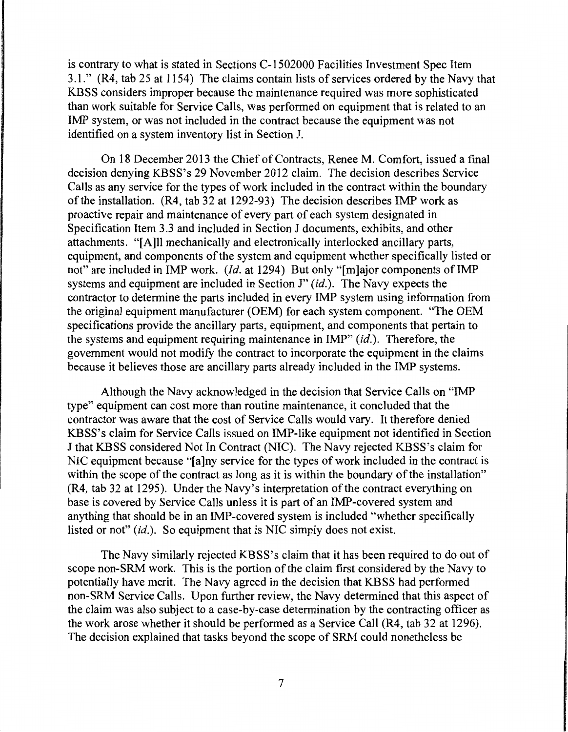is contrary to what is stated in Sections C-1502000 Facilities Investment Spec Item 3.1." (R4, tab 25 at 1154) The claims contain lists of services ordered by the Navy that KBSS considers improper because the maintenance required was more sophisticated than work suitable for Service Calls, was performed on equipment that is related to an IMP system, or was not included in the contract because the equipment was not identified on a system inventory list in Section J.

On 18 December 2013 the Chief of Contracts, Renee M. Comfort, issued a final decision denying KBSS's 29 November 2012 claim. The decision describes Service Calls as any service for the types of work included in the contract within the boundary of the installation. (R4, tab 32 at 1292-93) The decision describes IMP work as proactive repair and maintenance of every part of each system designated in Specification Item 3.3 and included in Section J documents, exhibits, and other attachments. "[A]ll mechanically and electronically interlocked ancillary parts, equipment, and components of the system and equipment whether specifically listed or not" are included in IMP work. (*Id.* at 1294) But only "[m]ajor components of IMP systems and equipment are included in Section J" (*id.*). The Navy expects the contractor to determine the parts included in every IMP system using information from the original equipment manufacturer (OEM) for each system component. "The OEM specifications provide the ancillary parts, equipment, and components that pertain to the systems and equipment requiring maintenance in IMP" (*id.*). Therefore, the government would not modify the contract to incorporate the equipment in the claims because it believes those are ancillary parts already included in the IMP systems.

Although the Navy acknowledged in the decision that Service Calls on "IMP type" equipment can cost more than routine maintenance, it concluded that the contractor was aware that the cost of Service Calls would vary. It therefore denied KBSS's claim for Service Calls issued on IMP-like equipment not identified in Section J that KBSS considered Not In Contract (NIC). The Navy rejected KBSS's claim for NIC equipment because "[a]ny service for the types of work included in the contract is within the scope of the contract as long as it is within the boundary of the installation" (R4, tab 32 at 1295). Under the Navy's interpretation of the contract everything on base is covered by Service Calls unless it is part of an IMP-covered system and anything that should be in an IMP-covered system is included "whether specifically listed or not" (*id.*). So equipment that is NIC simply does not exist.

The Navy similarly rejected KBSS's claim that it has been required to do out of scope non-SRM work. This is the portion of the claim first considered by the Navy to potentially have merit. The Navy agreed in the decision that KBSS had performed non-SRM Service Calls. Upon further review, the Navy determined that this aspect of the claim was also subject to a case-by-case determination by the contracting officer as the work arose whether it should be performed as a Service Call (R4, tab 32 at 1296). The decision explained that tasks beyond the scope of SRM could nonetheless be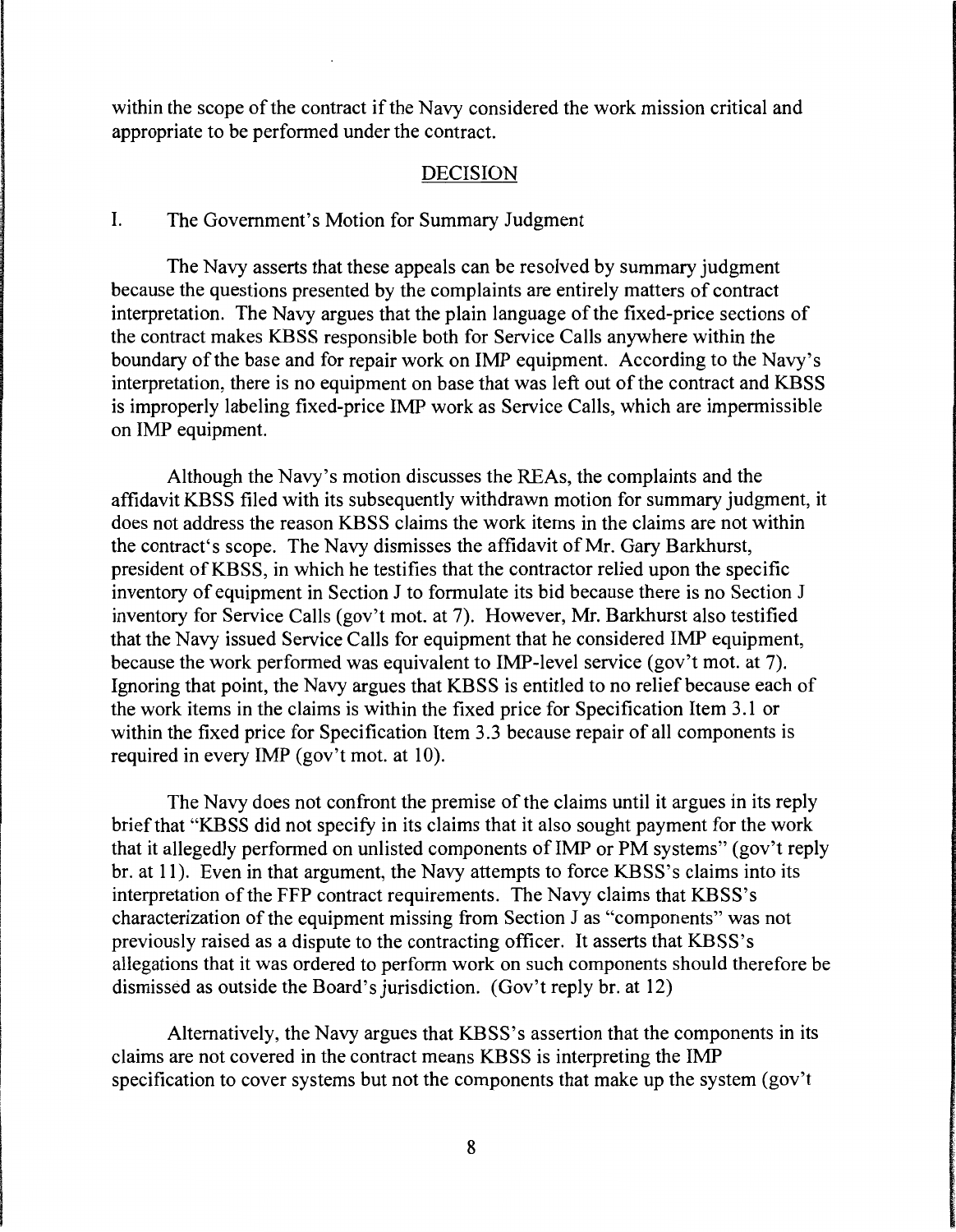within the scope of the contract if the Navy considered the work mission critical and appropriate to be performed under the contract.

## DECISION

### I. The Government's Motion for Summary Judgment

The Navy asserts that these appeals can be resolved by summary judgment because the questions presented by the complaints are entirely matters of contract interpretation. The Navy argues that the plain language of the fixed-price sections of the contract makes KBSS responsible both for Service Calls anywhere within the boundary of the base and for repair work on IMP equipment. According to the Navy's interpretation, there is no equipment on base that was left out of the contract and KBSS is improperly labeling fixed-price IMP work as Service Calls, which are impermissible on IMP equipment.

Although the Navy's motion discusses the REAs, the complaints and the affidavit KBSS filed with its subsequently withdrawn motion for summary judgment, it does not address the reason KBSS claims the work items in the claims are not within the contract's scope. The Navy dismisses the affidavit of Mr. Gary Barkhurst, president of KBSS, in which he testifies that the contractor relied upon the specific inventory of equipment in Section J to formulate its bid because there is no Section J inventory for Service Calls (gov't mot. at 7). However, Mr. Barkhurst also testified that the Navy issued Service Calls for equipment that he considered IMP equipment, because the work performed was equivalent to IMP-level service (gov't mot. at 7). Ignoring that point, the Navy argues that KBSS is entitled to no relief because each of the work items in the claims is within the fixed price for Specification Item 3.1 or within the fixed price for Specification Item 3.3 because repair of all components is required in every IMP (gov't mot. at 10).

The Navy does not confront the premise of the claims until it argues in its reply brief that "KBSS did not specify in its claims that it also sought payment for the work that it allegedly performed on unlisted components of IMP or PM systems" (gov't reply br. at 11). Even in that argument, the Navy attempts to force KBSS's claims into its interpretation of the FFP contract requirements. The Navy claims that KBSS's characterization of the equipment missing from Section J as "components" was not previously raised as a dispute to the contracting officer. It asserts that KBSS's allegations that it was ordered to perform work on such components should therefore be dismissed as outside the Board's jurisdiction. (Gov't reply br. at 12)

Alternatively, the Navy argues that KBSS's assertion that the components in its claims are not covered in the contract means KBSS is interpreting the IMP specification to cover systems but not the components that make up the system (gov't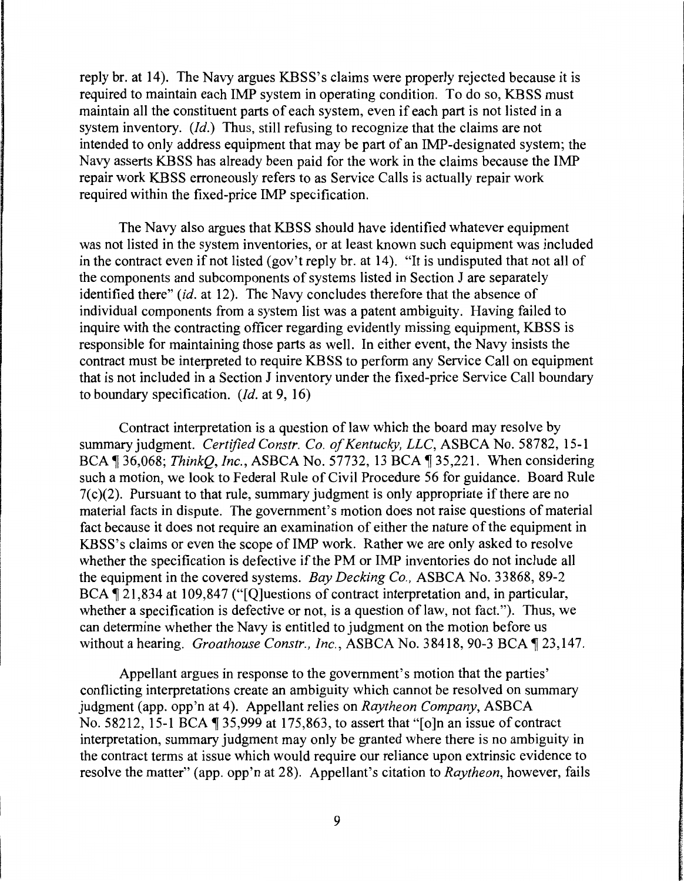reply br. at 14). The Navy argues KBSS's claims were properly rejected because it is required to maintain each IMP system in operating condition. To do so, KBSS must maintain all the constituent parts of each system, even if each part is not listed in a system inventory. (*Id.*) Thus, still refusing to recognize that the claims are not intended to only address equipment that may be part of an IMP-designated system; the Navy asserts KBSS has already been paid for the work in the claims because the IMP repair work KBSS erroneously refers to as Service Calls is actually repair work required within the fixed-price IMP specification.

The Navy also argues that KBSS should have identified whatever equipment was not listed in the system inventories, or at least known such equipment was included in the contract even if not listed (gov't reply br. at 14). "It is undisputed that not all of the components and subcomponents of systems listed in Section J are separately identified there" (*id.* at 12). The Navy concludes therefore that the absence of individual components from a system list was a patent ambiguity. Having failed to inquire with the contracting officer regarding evidently missing equipment, KBSS is responsible for maintaining those parts as well. In either event, the Navy insists the contract must be interpreted to require KBSS to perform any Service Call on equipment that is not included in a Section J inventory under the fixed-price Service Call boundary to boundary specification. (*Id.* at 9, 16)

Contract interpretation is a question of law which the board may resolve by summary judgment. *Certified Constr. Co. of Kentucky, LLC*, ASBCA No. 58782, 15-1 BCA ¶ 36,068; *ThinkQ, Inc.*, ASBCA No. 57732, 13 BCA ¶ 35,221. When considering such a motion, we look to Federal Rule of Civil Procedure 56 for guidance. Board Rule 7(c)(2). Pursuant to that rule, summary judgment is only appropriate if there are no material facts in dispute. The government's motion does not raise questions of material fact because it does not require an examination of either the nature of the equipment in KBSS's claims or even the scope of IMP work. Rather we are only asked to resolve whether the specification is defective if the PM or IMP inventories do not include all the equipment in the covered systems. *Bay Decking Co.*, ASBCA No. 33868, 89-2 BCA ¶ 21,834 at 109,847 ("[Q]uestions of contract interpretation and, in particular, whether a specification is defective or not, is a question of law, not fact."). Thus, we can determine whether the Navy is entitled to judgment on the motion before us without a hearing. *Groathouse Constr., Inc.*, ASBCA No. 38418, 90-3 BCA ¶ 23,147.

Appellant argues in response to the government's motion that the parties' conflicting interpretations create an ambiguity which cannot be resolved on summary judgment (app. opp'n at 4). Appellant relies on *Raytheon Company*, ASBCA No. 58212, 15-1 BCA ¶ 35,999 at 175,863, to assert that "[o]n an issue of contract interpretation, summary judgment may only be granted where there is no ambiguity in the contract terms at issue which would require our reliance upon extrinsic evidence to resolve the matter" (app. opp'n at 28). Appellant's citation to *Raytheon*, however, fails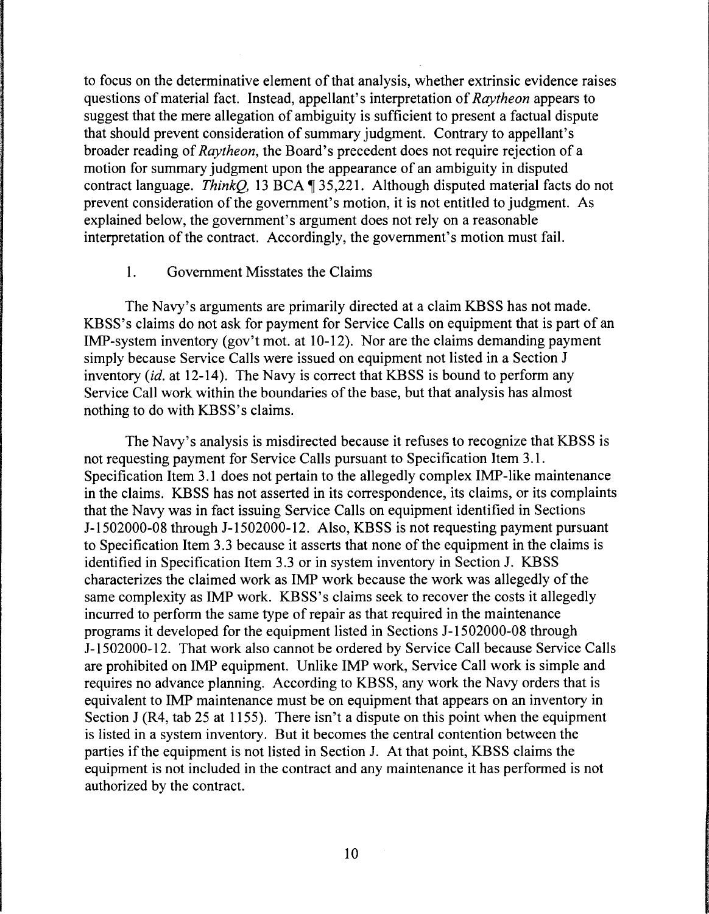to focus on the determinative element of that analysis, whether extrinsic evidence raises questions of material fact. Instead, appellant's interpretation of *Raytheon* appears to suggest that the mere allegation of ambiguity is sufficient to present a factual dispute that should prevent consideration of summary judgment. Contrary to appellant's broader reading of *Raytheon*, the Board's precedent does not require rejection of a motion for summary judgment upon the appearance of an ambiguity in disputed contract language. *ThinkQ,* 13 BCA ¶ 35,221. Although disputed material facts do not prevent consideration of the government's motion, it is not entitled to judgment. As explained below, the government's argument does not rely on a reasonable interpretation of the contract. Accordingly, the government's motion must fail.

1. Government Misstates the Claims

The Navy's arguments are primarily directed at a claim KBSS has not made. KBSS's claims do not ask for payment for Service Calls on equipment that is part of an IMP-system inventory (gov't mot. at 10-12). Nor are the claims demanding payment simply because Service Calls were issued on equipment not listed in a Section J inventory (*id.* at 12-14). The Navy is correct that KBSS is bound to perform any Service Call work within the boundaries of the base, but that analysis has almost nothing to do with KBSS's claims.

The Navy's analysis is misdirected because it refuses to recognize that KBSS is not requesting payment for Service Calls pursuant to Specification Item 3.1. Specification Item 3.1 does not pertain to the allegedly complex IMP-like maintenance in the claims. KBSS has not asserted in its correspondence, its claims, or its complaints that the Navy was in fact issuing Service Calls on equipment identified in Sections J-1502000-08 through J-1502000-12. Also, KBSS is not requesting payment pursuant to Specification Item 3.3 because it asserts that none of the equipment in the claims is identified in Specification Item 3.3 or in system inventory in Section J. KBSS characterizes the claimed work as IMP work because the work was allegedly of the same complexity as IMP work. KBSS's claims seek to recover the costs it allegedly incurred to perform the same type of repair as that required in the maintenance programs it developed for the equipment listed in Sections J-1502000-08 through J-1502000-12. That work also cannot be ordered by Service Call because Service Calls are prohibited on IMP equipment. Unlike IMP work, Service Call work is simple and requires no advance planning. According to KBSS, any work the Navy orders that is equivalent to IMP maintenance must be on equipment that appears on an inventory in Section J (R4, tab 25 at 1155). There isn't a dispute on this point when the equipment is listed in a system inventory. But it becomes the central contention between the parties if the equipment is not listed in Section J. At that point, KBSS claims the equipment is not included in the contract and any maintenance it has performed is not authorized by the contract.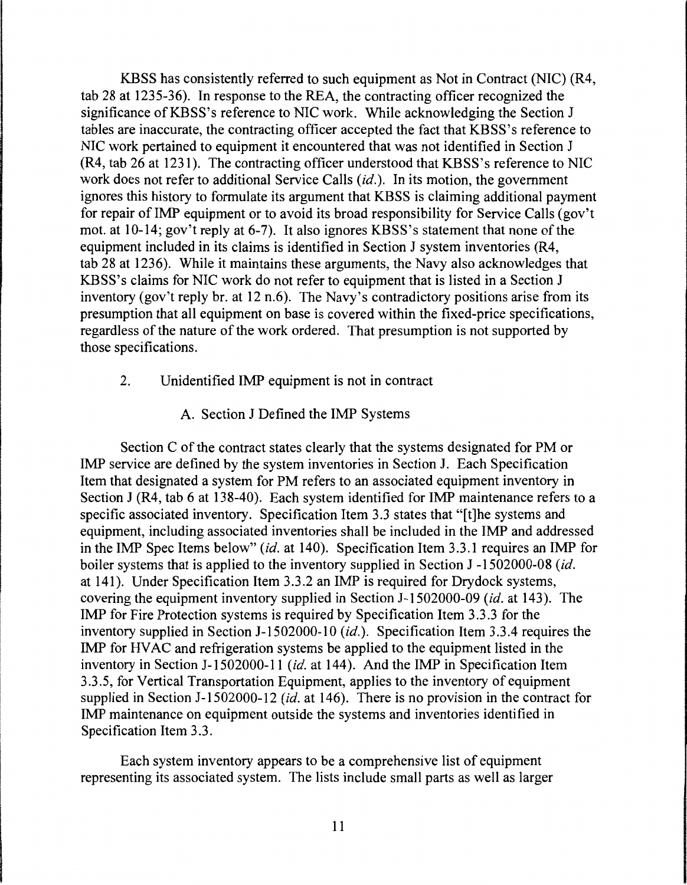KBSS has consistently referred to such equipment as Not in Contract (NIC) (R4, tab 28 at 1235-36). In response to the REA, the contracting officer recognized the significance of KBSS's reference to NIC work. While acknowledging the Section J tables are inaccurate, the contracting officer accepted the fact that KBSS's reference to NIC work pertained to equipment it encountered that was not identified in Section J (R4, tab 26 at 1231). The contracting officer understood that KBSS's reference to NIC work does not refer to additional Service Calls (*id.*). In its motion, the government ignores this history to formulate its argument that KBSS is claiming additional payment for repair of IMP equipment or to avoid its broad responsibility for Service Calls (gov't mot. at 10-14; gov't reply at 6-7). It also ignores KBSS's statement that none of the equipment included in its claims is identified in Section J system inventories (R4, tab 28 at 1236). While it maintains these arguments, the Navy also acknowledges that KBSS's claims for NIC work do not refer to equipment that is listed in a Section J inventory (gov't reply br. at 12 n.6). The Navy's contradictory positions arise from its presumption that all equipment on base is covered within the fixed-price specifications, regardless of the nature of the work ordered. That presumption is not supported by those specifications.

2. Unidentified IMP equipment is not in contract

A. Section J Defined the IMP Systems

Section C of the contract states clearly that the systems designated for PM or IMP service are defined by the system inventories in Section J. Each Specification Item that designated a system for PM refers to an associated equipment inventory in Section J (R4, tab 6 at 138-40). Each system identified for IMP maintenance refers to a specific associated inventory. Specification Item 3.3 states that "[t]he systems and equipment, including associated inventories shall be included in the IMP and addressed in the IMP Spec Items below" (*id.* at 140). Specification Item 3.3.1 requires an IMP for boiler systems that is applied to the inventory supplied in Section J -1502000-08 (*id.* at 141). Under Specification Item 3.3.2 an IMP is required for Drydock systems, covering the equipment inventory supplied in Section J-1502000-09 (*id.* at 143). The IMP for Fire Protection systems is required by Specification Item 3.3.3 for the inventory supplied in Section J-1502000-10 (*id.*). Specification Item 3.3.4 requires the IMP for HVAC and refrigeration systems be applied to the equipment listed in the inventory in Section J-1502000-11 (*id.* at 144). And the IMP in Specification Item 3.3.5, for Vertical Transportation Equipment, applies to the inventory of equipment supplied in Section J-1502000-12 (*id.* at 146). There is no provision in the contract for IMP maintenance on equipment outside the systems and inventories identified in Specification Item 3.3.

Each system inventory appears to be a comprehensive list of equipment representing its associated system. The lists include small parts as well as larger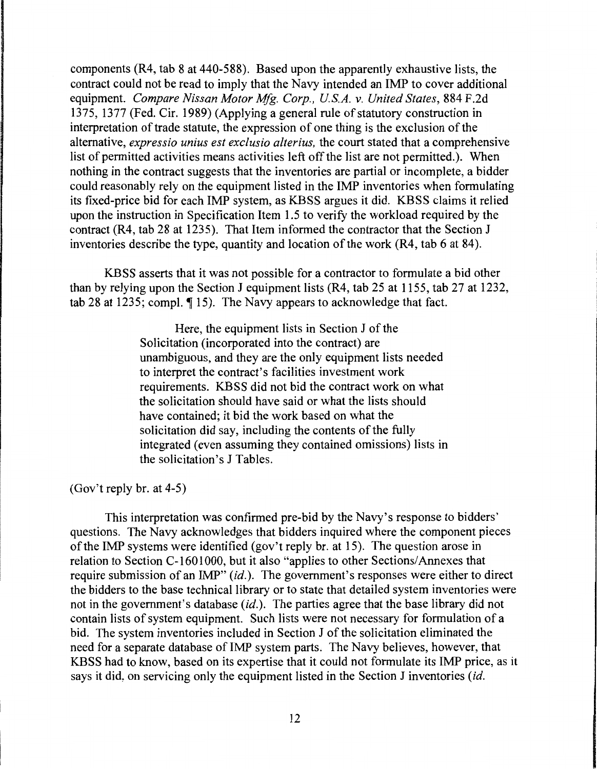components (R4, tab 8 at 440-588). Based upon the apparently exhaustive lists, the contract could not be read to imply that the Navy intended an IMP to cover additional equipment. *Compare Nissan Motor Mfg. Corp., U.S.A. v. United States*, 884 F.2d 1375, 1377 (Fed. Cir. 1989) (Applying a general rule of statutory construction in interpretation of trade statute, the expression of one thing is the exclusion of the alternative, *expressio unius est exclusio alterius*, the court stated that a comprehensive list of permitted activities means activities left off the list are not permitted.). When nothing in the contract suggests that the inventories are partial or incomplete, a bidder could reasonably rely on the equipment listed in the IMP inventories when formulating its fixed-price bid for each IMP system, as KBSS argues it did. KBSS claims it relied upon the instruction in Specification Item 1.5 to verify the workload required by the contract (R4, tab 28 at 1235). That Item informed the contractor that the Section J inventories describe the type, quantity and location of the work (R4, tab 6 at 84).

KBSS asserts that it was not possible for a contractor to formulate a bid other than by relying upon the Section J equipment lists (R4, tab 25 at 1155, tab 27 at 1232, tab 28 at 1235; compl. ¶ 15). The Navy appears to acknowledge that fact.

> Here, the equipment lists in Section J of the Solicitation (incorporated into the contract) are unambiguous, and they are the only equipment lists needed to interpret the contract's facilities investment work requirements. KBSS did not bid the contract work on what the solicitation should have said or what the lists should have contained; it bid the work based on what the solicitation did say, including the contents of the fully integrated (even assuming they contained omissions) lists in the solicitation's J Tables.

(Gov't reply br. at 4-5)

This interpretation was confirmed pre-bid by the Navy's response to bidders' questions. The Navy acknowledges that bidders inquired where the component pieces of the IMP systems were identified (gov't reply br. at 15). The question arose in relation to Section C-1601000, but it also "applies to other Sections/Annexes that require submission of an IMP" (*id.*). The government's responses were either to direct the bidders to the base technical library or to state that detailed system inventories were not in the government's database (*id.*). The parties agree that the base library did not contain lists of system equipment. Such lists were not necessary for formulation of a bid. The system inventories included in Section J of the solicitation eliminated the need for a separate database of IMP system parts. The Navy believes, however, that KBSS had to know, based on its expertise that it could not formulate its IMP price, as it says it did, on servicing only the equipment listed in the Section J inventories (*id.*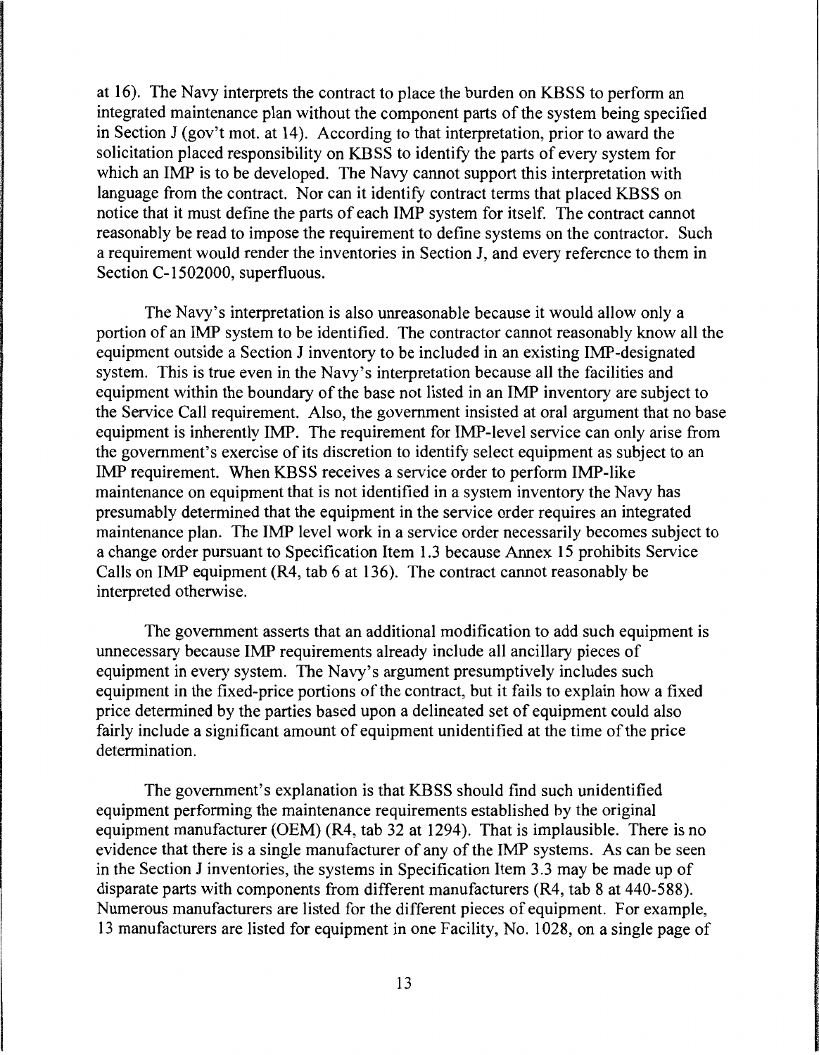at 16). The Navy interprets the contract to place the burden on KBSS to perform an integrated maintenance plan without the component parts of the system being specified in Section J (gov't mot. at 14). According to that interpretation, prior to award the solicitation placed responsibility on KBSS to identify the parts of every system for which an IMP is to be developed. The Navy cannot support this interpretation with language from the contract. Nor can it identify contract terms that placed KBSS on notice that it must define the parts of each IMP system for itself. The contract cannot reasonably be read to impose the requirement to define systems on the contractor. Such a requirement would render the inventories in Section J, and every reference to them in Section C-1502000, superfluous.

The Navy's interpretation is also unreasonable because it would allow only a portion of an IMP system to be identified. The contractor cannot reasonably know all the equipment outside a Section J inventory to be included in an existing IMP-designated system. This is true even in the Navy's interpretation because all the facilities and equipment within the boundary of the base not listed in an IMP inventory are subject to the Service Call requirement. Also, the government insisted at oral argument that no base equipment is inherently IMP. The requirement for IMP-level service can only arise from the government's exercise of its discretion to identify select equipment as subject to an IMP requirement. When KBSS receives a service order to perform IMP-like maintenance on equipment that is not identified in a system inventory the Navy has presumably determined that the equipment in the service order requires an integrated maintenance plan. The IMP level work in a service order necessarily becomes subject to a change order pursuant to Specification Item 1.3 because Annex 15 prohibits Service Calls on IMP equipment (R4, tab 6 at 136). The contract cannot reasonably be interpreted otherwise.

The government asserts that an additional modification to add such equipment is unnecessary because IMP requirements already include all ancillary pieces of equipment in every system. The Navy's argument presumptively includes such equipment in the fixed-price portions of the contract, but it fails to explain how a fixed price determined by the parties based upon a delineated set of equipment could also fairly include a significant amount of equipment unidentified at the time of the price determination.

The government's explanation is that KBSS should find such unidentified equipment performing the maintenance requirements established by the original equipment manufacturer (OEM) (R4, tab 32 at 1294). That is implausible. There is no evidence that there is a single manufacturer of any of the IMP systems. As can be seen in the Section J inventories, the systems in Specification Item 3.3 may be made up of disparate parts with components from different manufacturers (R4, tab 8 at 440-588). Numerous manufacturers are listed for the different pieces of equipment. For example, 13 manufacturers are listed for equipment in one Facility, No. 1028, on a single page of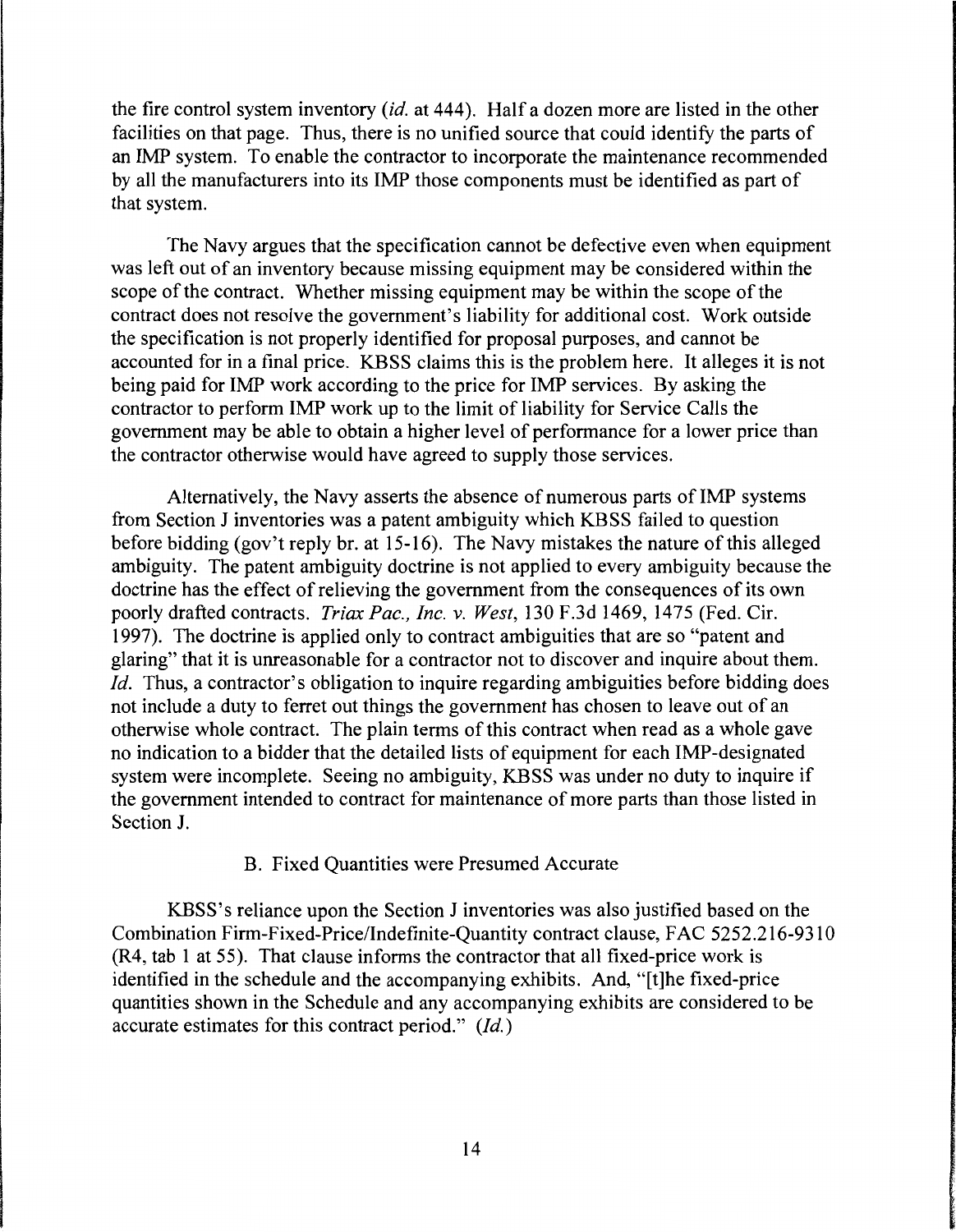the fire control system inventory (*id.* at 444). Half a dozen more are listed in the other facilities on that page. Thus, there is no unified source that could identify the parts of an IMP system. To enable the contractor to incorporate the maintenance recommended by all the manufacturers into its IMP those components must be identified as part of that system.

The Navy argues that the specification cannot be defective even when equipment was left out of an inventory because missing equipment may be considered within the scope of the contract. Whether missing equipment may be within the scope of the contract does not resolve the government's liability for additional cost. Work outside the specification is not properly identified for proposal purposes, and cannot be accounted for in a final price. KBSS claims this is the problem here. It alleges it is not being paid for IMP work according to the price for IMP services. By asking the contractor to perform IMP work up to the limit of liability for Service Calls the government may be able to obtain a higher level of performance for a lower price than the contractor otherwise would have agreed to supply those services.

Alternatively, the Navy asserts the absence of numerous parts of IMP systems from Section J inventories was a patent ambiguity which KBSS failed to question before bidding (gov't reply br. at 15-16). The Navy mistakes the nature of this alleged ambiguity. The patent ambiguity doctrine is not applied to every ambiguity because the doctrine has the effect of relieving the government from the consequences of its own poorly drafted contracts. *Triax Pac., Inc. v. West*, 130 F.3d 1469, 1475 (Fed. Cir. 1997). The doctrine is applied only to contract ambiguities that are so "patent and glaring" that it is unreasonable for a contractor not to discover and inquire about them. *Id.* Thus, a contractor's obligation to inquire regarding ambiguities before bidding does not include a duty to ferret out things the government has chosen to leave out of an otherwise whole contract. The plain terms of this contract when read as a whole gave no indication to a bidder that the detailed lists of equipment for each IMP-designated system were incomplete. Seeing no ambiguity, KBSS was under no duty to inquire if the government intended to contract for maintenance of more parts than those listed in Section J.

B. Fixed Quantities were Presumed Accurate

KBSS's reliance upon the Section J inventories was also justified based on the Combination Firm-Fixed-Price/Indefinite-Quantity contract clause, FAC 5252.216-9310 (R4, tab 1 at 55). That clause informs the contractor that all fixed-price work is identified in the schedule and the accompanying exhibits. And, "[t]he fixed-price quantities shown in the Schedule and any accompanying exhibits are considered to be accurate estimates for this contract period." (*Id.*)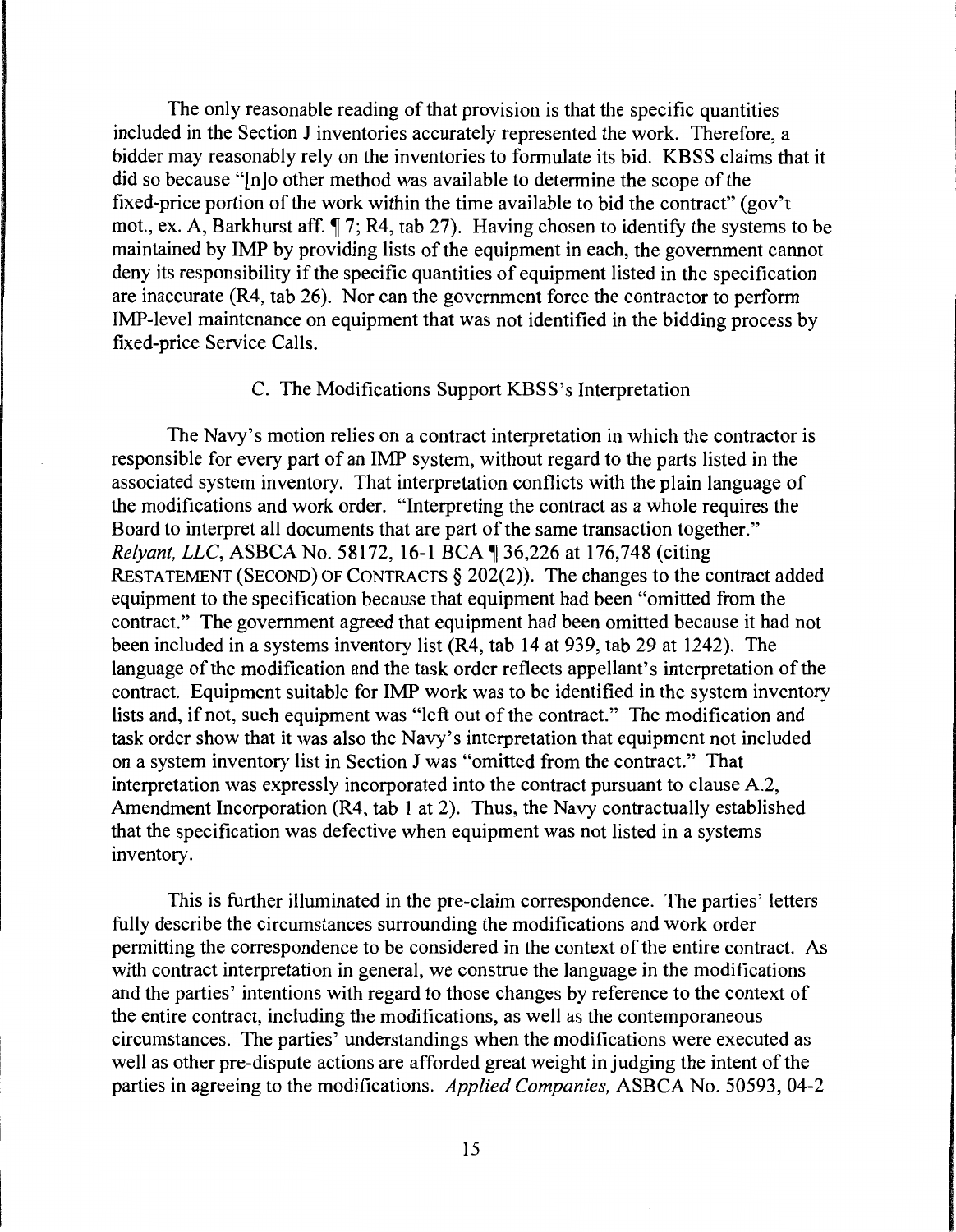The only reasonable reading of that provision is that the specific quantities included in the Section J inventories accurately represented the work. Therefore, a bidder may reasonably rely on the inventories to formulate its bid. KBSS claims that it did so because "[n]o other method was available to determine the scope of the fixed-price portion of the work within the time available to bid the contract" (gov't mot., ex. A, Barkhurst aff. ¶ 7; R4, tab 27). Having chosen to identify the systems to be maintained by IMP by providing lists of the equipment in each, the government cannot deny its responsibility if the specific quantities of equipment listed in the specification are inaccurate (R4, tab 26). Nor can the government force the contractor to perform IMP-level maintenance on equipment that was not identified in the bidding process by fixed-price Service Calls.

C. The Modifications Support KBSS's Interpretation

The Navy's motion relies on a contract interpretation in which the contractor is responsible for every part of an IMP system, without regard to the parts listed in the associated system inventory. That interpretation conflicts with the plain language of the modifications and work order. "Interpreting the contract as a whole requires the Board to interpret all documents that are part of the same transaction together." *Relyant, LLC*, ASBCA No. 58172, 16-1 BCA ¶ 36,226 at 176,748 (citing RESTATEMENT (SECOND) OF CONTRACTS § 202(2)). The changes to the contract added equipment to the specification because that equipment had been "omitted from the contract." The government agreed that equipment had been omitted because it had not been included in a systems inventory list (R4, tab 14 at 939, tab 29 at 1242). The language of the modification and the task order reflects appellant's interpretation of the contract. Equipment suitable for IMP work was to be identified in the system inventory lists and, if not, such equipment was "left out of the contract." The modification and task order show that it was also the Navy's interpretation that equipment not included on a system inventory list in Section J was "omitted from the contract." That interpretation was expressly incorporated into the contract pursuant to clause A.2, Amendment Incorporation (R4, tab 1 at 2). Thus, the Navy contractually established that the specification was defective when equipment was not listed in a systems inventory.

This is further illuminated in the pre-claim correspondence. The parties' letters fully describe the circumstances surrounding the modifications and work order permitting the correspondence to be considered in the context of the entire contract. As with contract interpretation in general, we construe the language in the modifications and the parties' intentions with regard to those changes by reference to the context of the entire contract, including the modifications, as well as the contemporaneous circumstances. The parties' understandings when the modifications were executed as well as other pre-dispute actions are afforded great weight in judging the intent of the parties in agreeing to the modifications. *Applied Companies,* ASBCA No. 50593, 04-2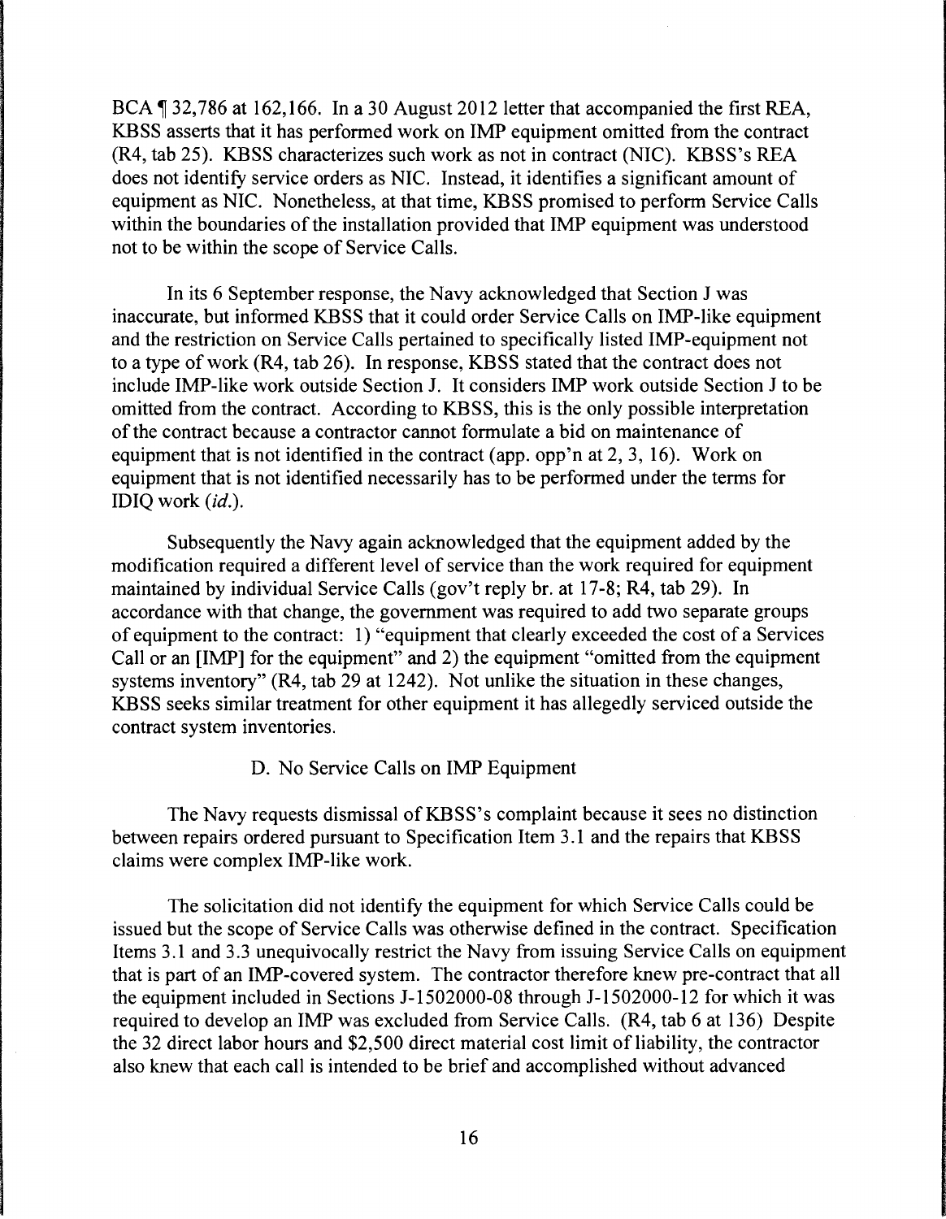BCA ¶ 32,786 at 162,166. In a 30 August 2012 letter that accompanied the first REA, KBSS asserts that it has performed work on IMP equipment omitted from the contract (R4, tab 25). KBSS characterizes such work as not in contract (NIC). KBSS's REA does not identify service orders as NIC. Instead, it identifies a significant amount of equipment as NIC. Nonetheless, at that time, KBSS promised to perform Service Calls within the boundaries of the installation provided that IMP equipment was understood not to be within the scope of Service Calls.

In its 6 September response, the Navy acknowledged that Section J was inaccurate, but informed KBSS that it could order Service Calls on IMP-like equipment and the restriction on Service Calls pertained to specifically listed IMP-equipment not to a type of work (R4, tab 26). In response, KBSS stated that the contract does not include IMP-like work outside Section J. It considers IMP work outside Section J to be omitted from the contract. According to KBSS, this is the only possible interpretation of the contract because a contractor cannot formulate a bid on maintenance of equipment that is not identified in the contract (app. opp'n at 2, 3, 16). Work on equipment that is not identified necessarily has to be performed under the terms for IDIQ work (*id.*).

Subsequently the Navy again acknowledged that the equipment added by the modification required a different level of service than the work required for equipment maintained by individual Service Calls (gov't reply br. at 17-8; R4, tab 29). In accordance with that change, the government was required to add two separate groups of equipment to the contract: 1) "equipment that clearly exceeded the cost of a Services Call or an [IMP] for the equipment" and 2) the equipment "omitted from the equipment systems inventory" (R4, tab 29 at 1242). Not unlike the situation in these changes, KBSS seeks similar treatment for other equipment it has allegedly serviced outside the contract system inventories.

D. No Service Calls on IMP Equipment

The Navy requests dismissal of KBSS's complaint because it sees no distinction between repairs ordered pursuant to Specification Item 3.1 and the repairs that KBSS claims were complex IMP-like work.

The solicitation did not identify the equipment for which Service Calls could be issued but the scope of Service Calls was otherwise defined in the contract. Specification Items 3.1 and 3.3 unequivocally restrict the Navy from issuing Service Calls on equipment that is part of an IMP-covered system. The contractor therefore knew pre-contract that all the equipment included in Sections J-1502000-08 through J-1502000-12 for which it was required to develop an IMP was excluded from Service Calls. (R4, tab 6 at 136) Despite the 32 direct labor hours and $2,500 direct material cost limit of liability, the contractor also knew that each call is intended to be brief and accomplished without advanced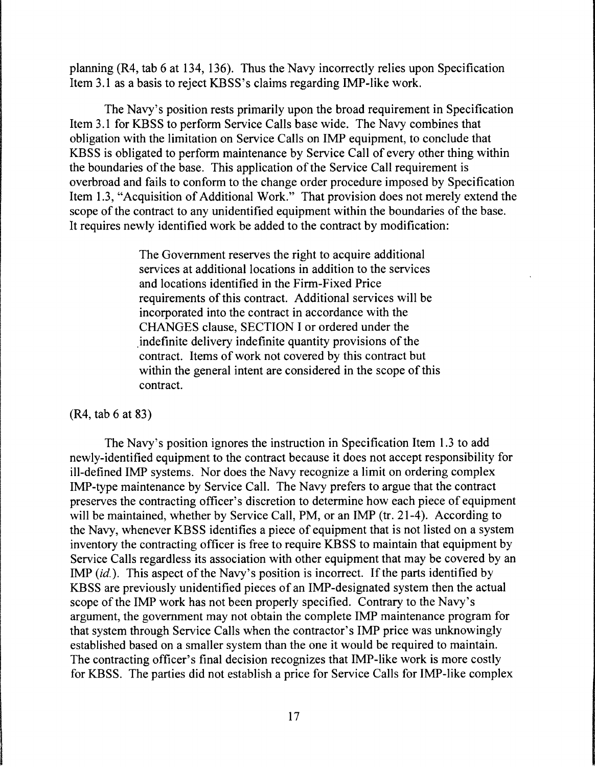planning (R4, tab 6 at 134, 136). Thus the Navy incorrectly relies upon Specification Item 3.1 as a basis to reject KBSS's claims regarding IMP-like work.

The Navy's position rests primarily upon the broad requirement in Specification Item 3.1 for KBSS to perform Service Calls base wide. The Navy combines that obligation with the limitation on Service Calls on IMP equipment, to conclude that KBSS is obligated to perform maintenance by Service Call of every other thing within the boundaries of the base. This application of the Service Call requirement is overbroad and fails to conform to the change order procedure imposed by Specification Item 1.3, "Acquisition of Additional Work." That provision does not merely extend the scope of the contract to any unidentified equipment within the boundaries of the base. It requires newly identified work be added to the contract by modification:

> The Government reserves the right to acquire additional services at additional locations in addition to the services and locations identified in the Firm-Fixed Price requirements of this contract. Additional services will be incorporated into the contract in accordance with the CHANGES clause, SECTION I or ordered under the indefinite delivery indefinite quantity provisions of the contract. Items of work not covered by this contract but within the general intent are considered in the scope of this contract.

(R4, tab 6 at 83)

The Navy's position ignores the instruction in Specification Item 1.3 to add newly-identified equipment to the contract because it does not accept responsibility for ill-defined IMP systems. Nor does the Navy recognize a limit on ordering complex IMP-type maintenance by Service Call. The Navy prefers to argue that the contract preserves the contracting officer's discretion to determine how each piece of equipment will be maintained, whether by Service Call, PM, or an IMP (tr. 21-4). According to the Navy, whenever KBSS identifies a piece of equipment that is not listed on a system inventory the contracting officer is free to require KBSS to maintain that equipment by Service Calls regardless its association with other equipment that may be covered by an IMP (*id.*). This aspect of the Navy's position is incorrect. If the parts identified by KBSS are previously unidentified pieces of an IMP-designated system then the actual scope of the IMP work has not been properly specified. Contrary to the Navy's argument, the government may not obtain the complete IMP maintenance program for that system through Service Calls when the contractor's IMP price was unknowingly established based on a smaller system than the one it would be required to maintain. The contracting officer's final decision recognizes that IMP-like work is more costly for KBSS. The parties did not establish a price for Service Calls for IMP-like complex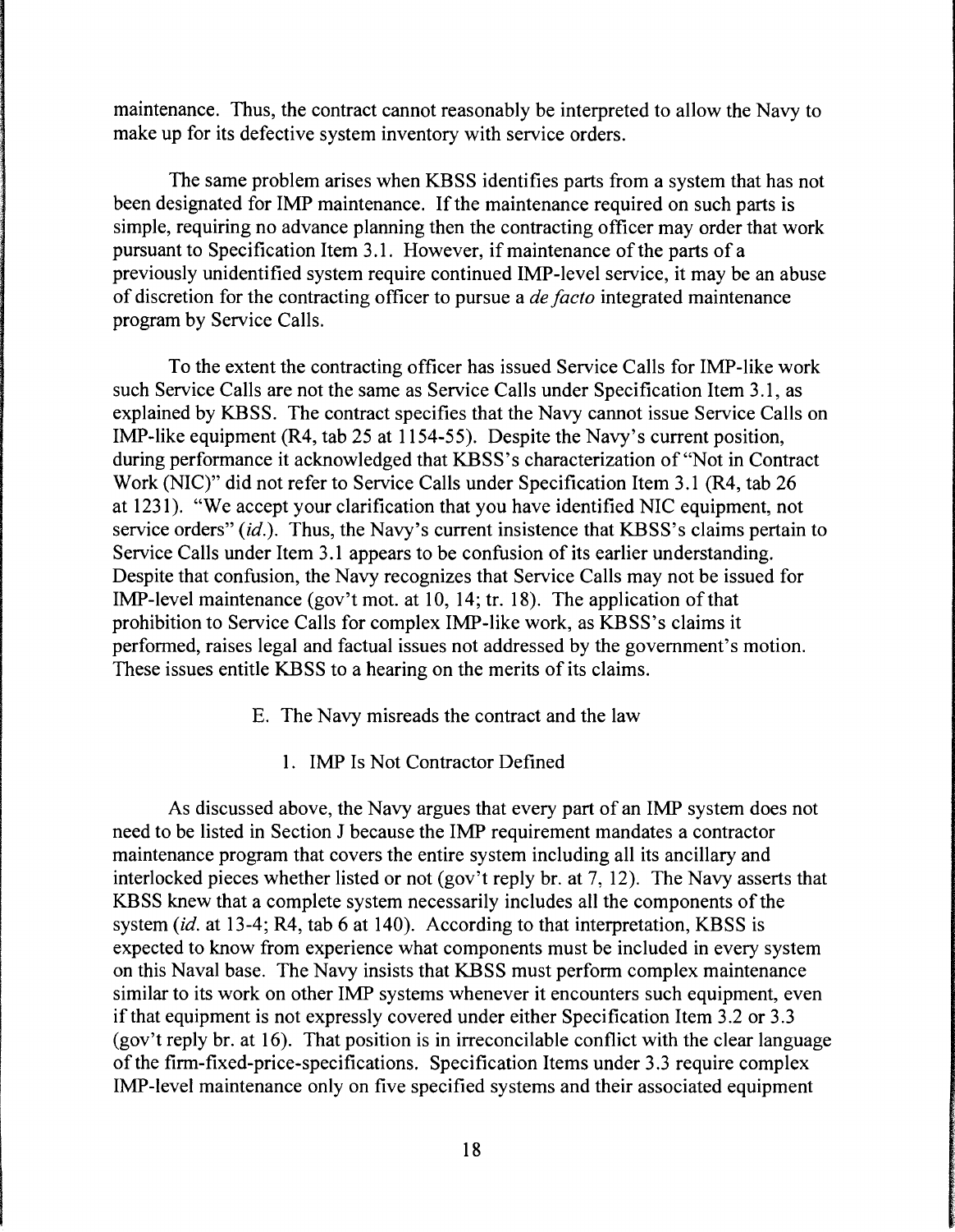maintenance. Thus, the contract cannot reasonably be interpreted to allow the Navy to make up for its defective system inventory with service orders.

The same problem arises when KBSS identifies parts from a system that has not been designated for IMP maintenance. If the maintenance required on such parts is simple, requiring no advance planning then the contracting officer may order that work pursuant to Specification Item 3.1. However, if maintenance of the parts of a previously unidentified system require continued IMP-level service, it may be an abuse of discretion for the contracting officer to pursue a *de facto* integrated maintenance program by Service Calls.

To the extent the contracting officer has issued Service Calls for IMP-like work such Service Calls are not the same as Service Calls under Specification Item 3.1, as explained by KBSS. The contract specifies that the Navy cannot issue Service Calls on IMP-like equipment (R4, tab 25 at 1154-55). Despite the Navy's current position, during performance it acknowledged that KBSS's characterization of "Not in Contract Work (NIC)" did not refer to Service Calls under Specification Item 3.1 (R4, tab 26 at 1231). "We accept your clarification that you have identified NIC equipment, not service orders" (*id.*). Thus, the Navy's current insistence that KBSS's claims pertain to Service Calls under Item 3.1 appears to be confusion of its earlier understanding. Despite that confusion, the Navy recognizes that Service Calls may not be issued for IMP-level maintenance (gov't mot. at 10, 14; tr. 18). The application of that prohibition to Service Calls for complex IMP-like work, as KBSS's claims it performed, raises legal and factual issues not addressed by the government's motion. These issues entitle KBSS to a hearing on the merits of its claims.

E. The Navy misreads the contract and the law

1. IMP Is Not Contractor Defined

As discussed above, the Navy argues that every part of an IMP system does not need to be listed in Section J because the IMP requirement mandates a contractor maintenance program that covers the entire system including all its ancillary and interlocked pieces whether listed or not (gov't reply br. at 7, 12). The Navy asserts that KBSS knew that a complete system necessarily includes all the components of the system (*id.* at 13-4; R4, tab 6 at 140). According to that interpretation, KBSS is expected to know from experience what components must be included in every system on this Naval base. The Navy insists that KBSS must perform complex maintenance similar to its work on other IMP systems whenever it encounters such equipment, even if that equipment is not expressly covered under either Specification Item 3.2 or 3.3 (gov't reply br. at 16). That position is in irreconcilable conflict with the clear language of the firm-fixed-price-specifications. Specification Items under 3.3 require complex IMP-level maintenance only on five specified systems and their associated equipment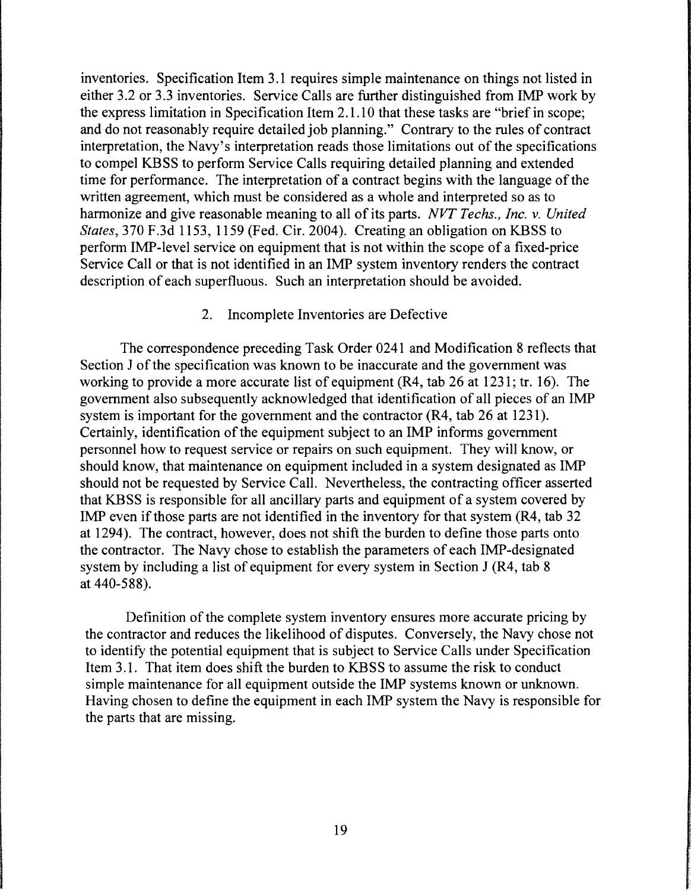inventories. Specification Item 3.1 requires simple maintenance on things not listed in either 3.2 or 3.3 inventories. Service Calls are further distinguished from IMP work by the express limitation in Specification Item 2.1.10 that these tasks are "brief in scope; and do not reasonably require detailed job planning." Contrary to the rules of contract interpretation, the Navy's interpretation reads those limitations out of the specifications to compel KBSS to perform Service Calls requiring detailed planning and extended time for performance. The interpretation of a contract begins with the language of the written agreement, which must be considered as a whole and interpreted so as to harmonize and give reasonable meaning to all of its parts. *NVT Techs., Inc. v. United States*, 370 F.3d 1153, 1159 (Fed. Cir. 2004). Creating an obligation on KBSS to perform IMP-level service on equipment that is not within the scope of a fixed-price Service Call or that is not identified in an IMP system inventory renders the contract description of each superfluous. Such an interpretation should be avoided.

2. Incomplete Inventories are Defective

The correspondence preceding Task Order 0241 and Modification 8 reflects that Section J of the specification was known to be inaccurate and the government was working to provide a more accurate list of equipment (R4, tab 26 at 1231; tr. 16). The government also subsequently acknowledged that identification of all pieces of an IMP system is important for the government and the contractor (R4, tab 26 at 1231). Certainly, identification of the equipment subject to an IMP informs government personnel how to request service or repairs on such equipment. They will know, or should know, that maintenance on equipment included in a system designated as IMP should not be requested by Service Call. Nevertheless, the contracting officer asserted that KBSS is responsible for all ancillary parts and equipment of a system covered by IMP even if those parts are not identified in the inventory for that system (R4, tab 32 at 1294). The contract, however, does not shift the burden to define those parts onto the contractor. The Navy chose to establish the parameters of each IMP-designated system by including a list of equipment for every system in Section J (R4, tab 8 at 440-588).

Definition of the complete system inventory ensures more accurate pricing by the contractor and reduces the likelihood of disputes. Conversely, the Navy chose not to identify the potential equipment that is subject to Service Calls under Specification Item 3.1. That item does shift the burden to KBSS to assume the risk to conduct simple maintenance for all equipment outside the IMP systems known or unknown. Having chosen to define the equipment in each IMP system the Navy is responsible for the parts that are missing.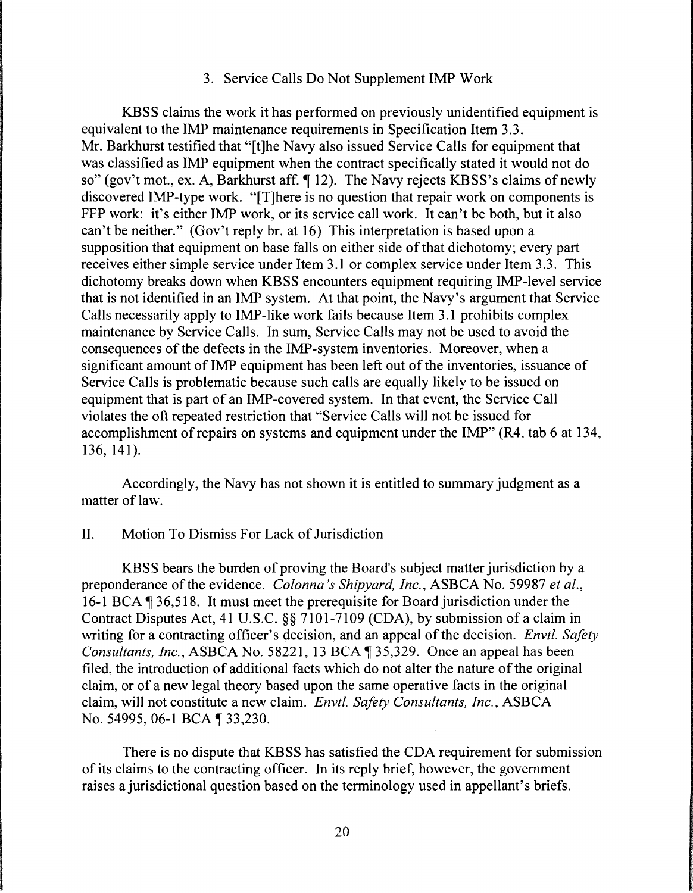### 3. Service Calls Do Not Supplement IMP Work

KBSS claims the work it has performed on previously unidentified equipment is equivalent to the IMP maintenance requirements in Specification Item 3.3. Mr. Barkhurst testified that "[t]he Navy also issued Service Calls for equipment that was classified as IMP equipment when the contract specifically stated it would not do so" (gov't mot., ex. A, Barkhurst aff. ¶ 12). The Navy rejects KBSS's claims of newly discovered IMP-type work. "[T]here is no question that repair work on components is FFP work: it's either IMP work, or its service call work. It can't be both, but it also can't be neither." (Gov't reply br. at 16) This interpretation is based upon a supposition that equipment on base falls on either side of that dichotomy; every part receives either simple service under Item 3.1 or complex service under Item 3.3. This dichotomy breaks down when KBSS encounters equipment requiring IMP-level service that is not identified in an IMP system. At that point, the Navy's argument that Service Calls necessarily apply to IMP-like work fails because Item 3.1 prohibits complex maintenance by Service Calls. In sum, Service Calls may not be used to avoid the consequences of the defects in the IMP-system inventories. Moreover, when a significant amount of IMP equipment has been left out of the inventories, issuance of Service Calls is problematic because such calls are equally likely to be issued on equipment that is part of an IMP-covered system. In that event, the Service Call violates the oft repeated restriction that "Service Calls will not be issued for accomplishment of repairs on systems and equipment under the IMP" (R4, tab 6 at 134, 136, 141).

Accordingly, the Navy has not shown it is entitled to summary judgment as a matter of law.

## II. Motion To Dismiss For Lack of Jurisdiction

KBSS bears the burden of proving the Board's subject matter jurisdiction by a preponderance of the evidence. *Colonna's Shipyard, Inc.*, ASBCA No. 59987 *et al.*, 16-1 BCA ¶ 36,518. It must meet the prerequisite for Board jurisdiction under the Contract Disputes Act, 41 U.S.C. §§ 7101-7109 (CDA), by submission of a claim in writing for a contracting officer's decision, and an appeal of the decision. *Envtl. Safety Consultants, Inc.*, ASBCA No. 58221, 13 BCA ¶ 35,329. Once an appeal has been filed, the introduction of additional facts which do not alter the nature of the original claim, or of a new legal theory based upon the same operative facts in the original claim, will not constitute a new claim. *Envtl. Safety Consultants, Inc.*, ASBCA No. 54995, 06-1 BCA ¶ 33,230.

There is no dispute that KBSS has satisfied the CDA requirement for submission of its claims to the contracting officer. In its reply brief, however, the government raises a jurisdictional question based on the terminology used in appellant's briefs.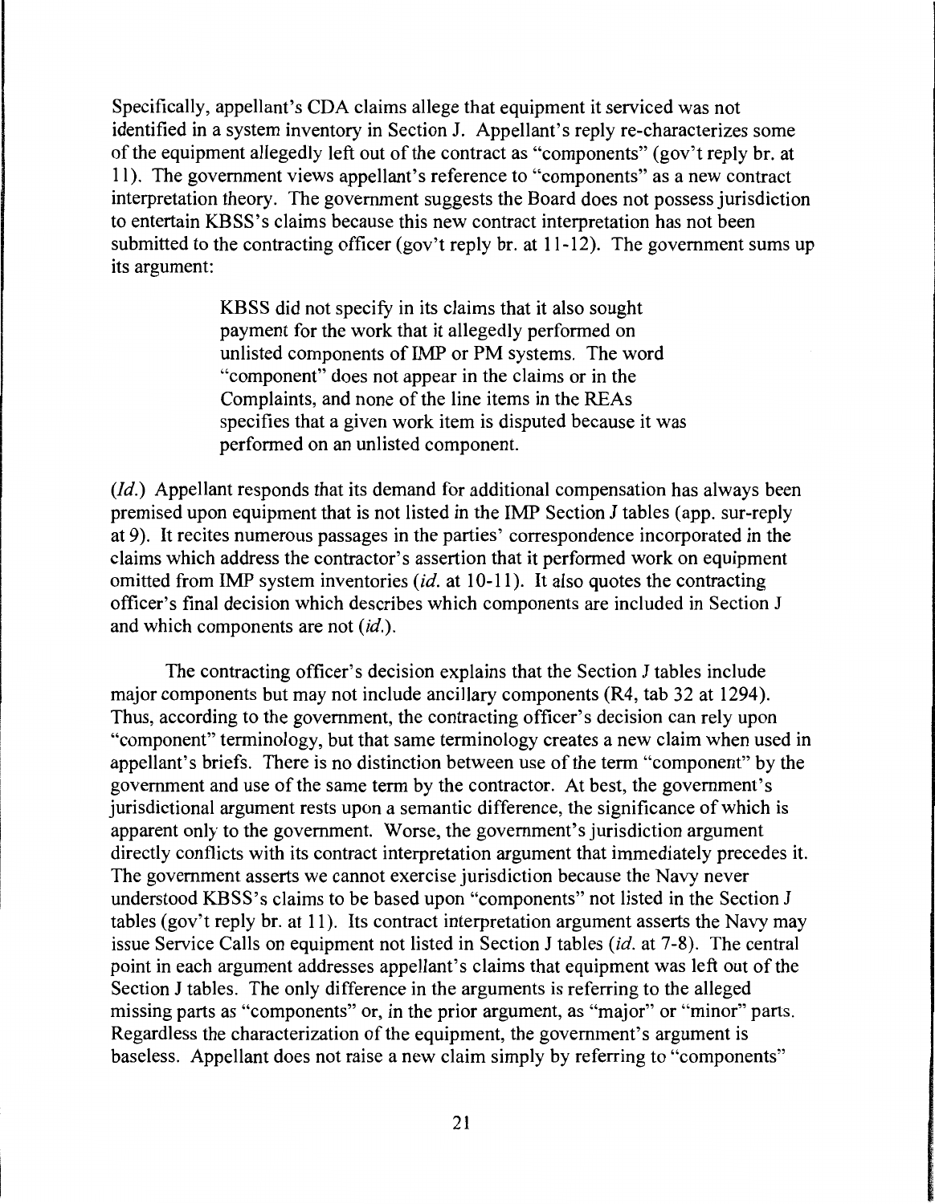Specifically, appellant's CDA claims allege that equipment it serviced was not identified in a system inventory in Section J. Appellant's reply re-characterizes some of the equipment allegedly left out of the contract as "components" (gov't reply br. at 11). The government views appellant's reference to "components" as a new contract interpretation theory. The government suggests the Board does not possess jurisdiction to entertain KBSS's claims because this new contract interpretation has not been submitted to the contracting officer (gov't reply br. at 11-12). The government sums up its argument:

> KBSS did not specify in its claims that it also sought payment for the work that it allegedly performed on unlisted components of IMP or PM systems. The word "component" does not appear in the claims or in the Complaints, and none of the line items in the REAs specifies that a given work item is disputed because it was performed on an unlisted component.

(*Id.*) Appellant responds that its demand for additional compensation has always been premised upon equipment that is not listed in the IMP Section J tables (app. sur-reply at 9). It recites numerous passages in the parties' correspondence incorporated in the claims which address the contractor's assertion that it performed work on equipment omitted from IMP system inventories (*id.* at 10-11). It also quotes the contracting officer's final decision which describes which components are included in Section J and which components are not (*id.*).

The contracting officer's decision explains that the Section J tables include major components but may not include ancillary components (R4, tab 32 at 1294). Thus, according to the government, the contracting officer's decision can rely upon "component" terminology, but that same terminology creates a new claim when used in appellant's briefs. There is no distinction between use of the term "component" by the government and use of the same term by the contractor. At best, the government's jurisdictional argument rests upon a semantic difference, the significance of which is apparent only to the government. Worse, the government's jurisdiction argument directly conflicts with its contract interpretation argument that immediately precedes it. The government asserts we cannot exercise jurisdiction because the Navy never understood KBSS's claims to be based upon "components" not listed in the Section J tables (gov't reply br. at 11). Its contract interpretation argument asserts the Navy may issue Service Calls on equipment not listed in Section J tables (*id.* at 7-8). The central point in each argument addresses appellant's claims that equipment was left out of the Section J tables. The only difference in the arguments is referring to the alleged missing parts as "components" or, in the prior argument, as "major" or "minor" parts. Regardless the characterization of the equipment, the government's argument is baseless. Appellant does not raise a new claim simply by referring to "components"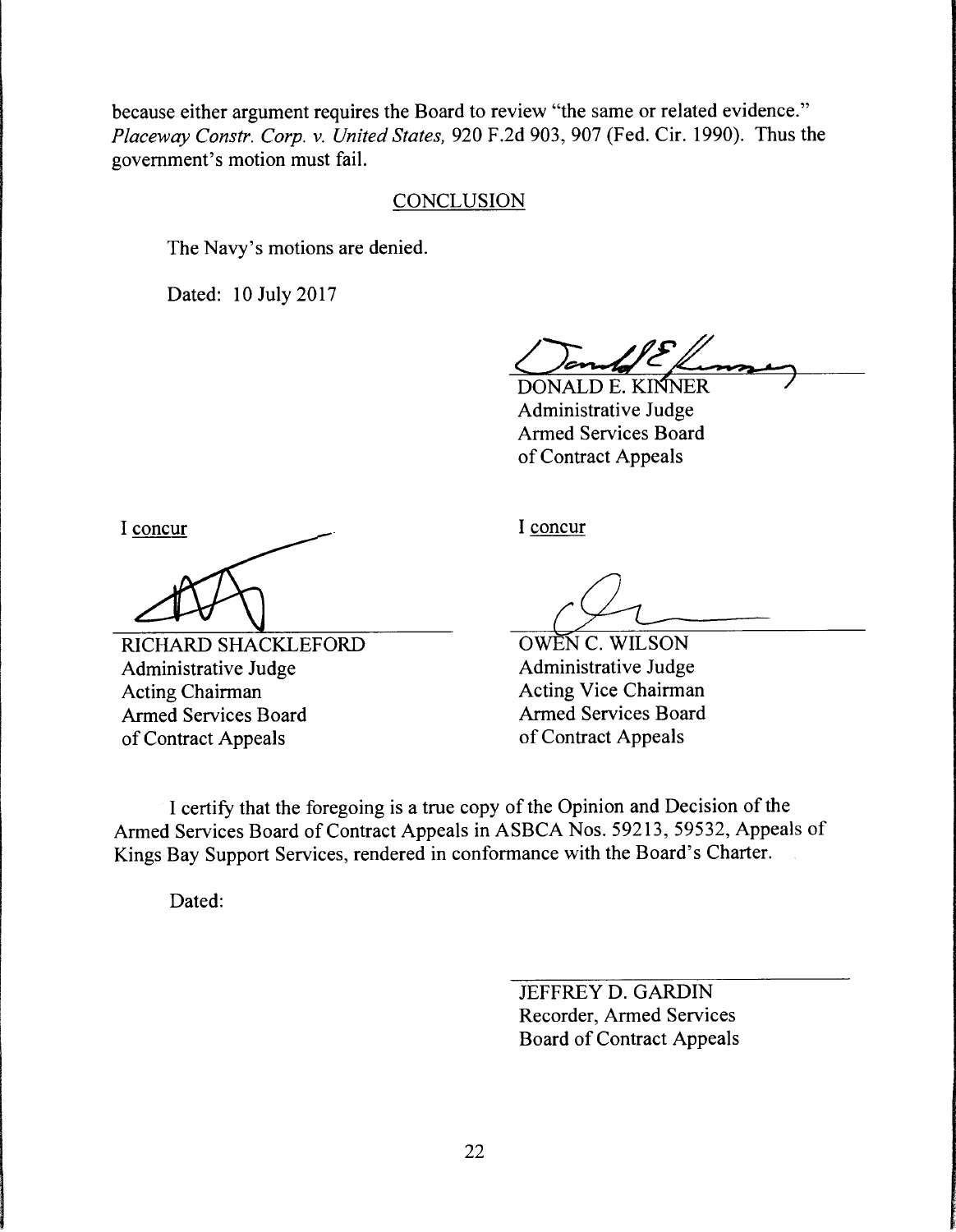because either argument requires the Board to review "the same or related evidence." *Placeway Constr. Corp. v. United States*, 920 F.2d 903, 907 (Fed. Cir. 1990). Thus the government's motion must fail.

## CONCLUSION

The Navy's motions are denied.

Dated: 10 July 2017

DONALD E. KINNER
Administrative Judge
Armed Services Board
of Contract Appeals

I concur

RICHARD SHACKLEFORD
Administrative Judge
Acting Chairman
Armed Services Board
of Contract Appeals

I concur

OWEN C. WILSON
Administrative Judge
Acting Vice Chairman
Armed Services Board
of Contract Appeals

I certify that the foregoing is a true copy of the Opinion and Decision of the Armed Services Board of Contract Appeals in ASBCA Nos. 59213, 59532, Appeals of Kings Bay Support Services, rendered in conformance with the Board's Charter.

Dated:

JEFFREY D. GARDIN
Recorder, Armed Services
Board of Contract Appeals